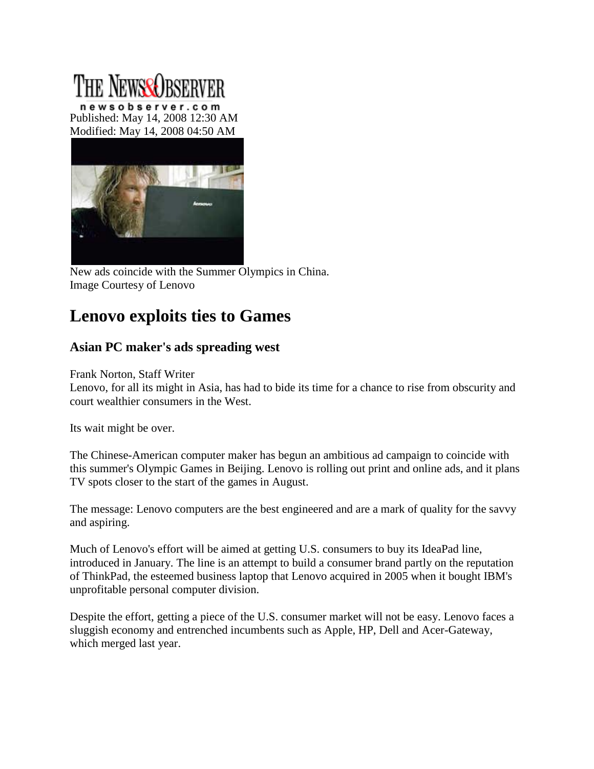THE NEWS&OBSERVER

newsobserver.com

Published: May 14, 2008 12:30 AM
Modified: May 14, 2008 04:50 AM

New ads coincide with the Summer Olympics in China.
Image Courtesy of Lenovo

# Lenovo exploits ties to Games

## Asian PC maker's ads spreading west

Frank Norton, Staff Writer

Lenovo, for all its might in Asia, has had to bide its time for a chance to rise from obscurity and court wealthier consumers in the West.

Its wait might be over.

The Chinese-American computer maker has begun an ambitious ad campaign to coincide with this summer's Olympic Games in Beijing. Lenovo is rolling out print and online ads, and it plans TV spots closer to the start of the games in August.

The message: Lenovo computers are the best engineered and are a mark of quality for the savvy and aspiring.

Much of Lenovo's effort will be aimed at getting U.S. consumers to buy its IdeaPad line, introduced in January. The line is an attempt to build a consumer brand partly on the reputation of ThinkPad, the esteemed business laptop that Lenovo acquired in 2005 when it bought IBM's unprofitable personal computer division.

Despite the effort, getting a piece of the U.S. consumer market will not be easy. Lenovo faces a sluggish economy and entrenched incumbents such as Apple, HP, Dell and Acer-Gateway, which merged last year.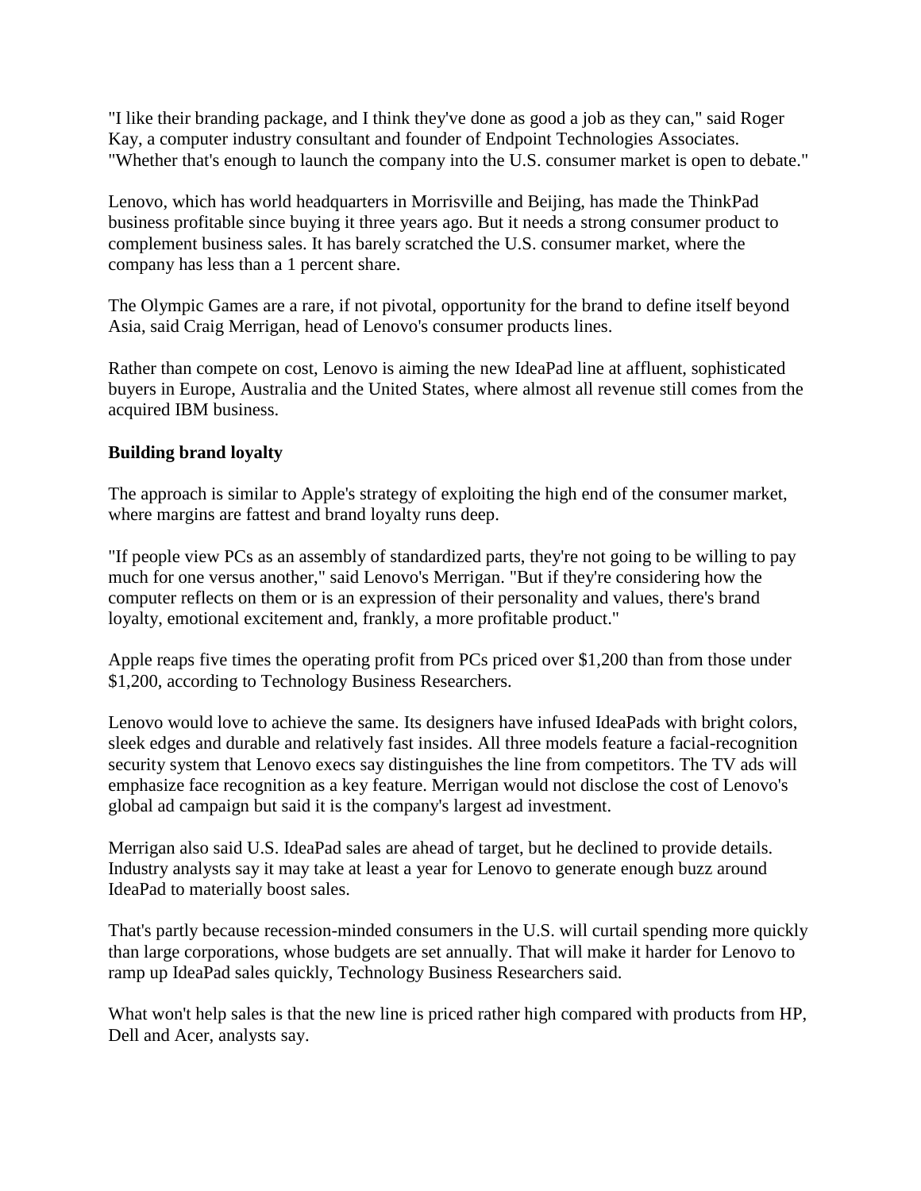"I like their branding package, and I think they've done as good a job as they can," said Roger Kay, a computer industry consultant and founder of Endpoint Technologies Associates. "Whether that's enough to launch the company into the U.S. consumer market is open to debate."

Lenovo, which has world headquarters in Morrisville and Beijing, has made the ThinkPad business profitable since buying it three years ago. But it needs a strong consumer product to complement business sales. It has barely scratched the U.S. consumer market, where the company has less than a 1 percent share.

The Olympic Games are a rare, if not pivotal, opportunity for the brand to define itself beyond Asia, said Craig Merrigan, head of Lenovo's consumer products lines.

Rather than compete on cost, Lenovo is aiming the new IdeaPad line at affluent, sophisticated buyers in Europe, Australia and the United States, where almost all revenue still comes from the acquired IBM business.

**Building brand loyalty**

The approach is similar to Apple's strategy of exploiting the high end of the consumer market, where margins are fattest and brand loyalty runs deep.

"If people view PCs as an assembly of standardized parts, they're not going to be willing to pay much for one versus another," said Lenovo's Merrigan. "But if they're considering how the computer reflects on them or is an expression of their personality and values, there's brand loyalty, emotional excitement and, frankly, a more profitable product."

Apple reaps five times the operating profit from PCs priced over $1,200 than from those under $1,200, according to Technology Business Researchers.

Lenovo would love to achieve the same. Its designers have infused IdeaPads with bright colors, sleek edges and durable and relatively fast insides. All three models feature a facial-recognition security system that Lenovo execs say distinguishes the line from competitors. The TV ads will emphasize face recognition as a key feature. Merrigan would not disclose the cost of Lenovo's global ad campaign but said it is the company's largest ad investment.

Merrigan also said U.S. IdeaPad sales are ahead of target, but he declined to provide details. Industry analysts say it may take at least a year for Lenovo to generate enough buzz around IdeaPad to materially boost sales.

That's partly because recession-minded consumers in the U.S. will curtail spending more quickly than large corporations, whose budgets are set annually. That will make it harder for Lenovo to ramp up IdeaPad sales quickly, Technology Business Researchers said.

What won't help sales is that the new line is priced rather high compared with products from HP, Dell and Acer, analysts say.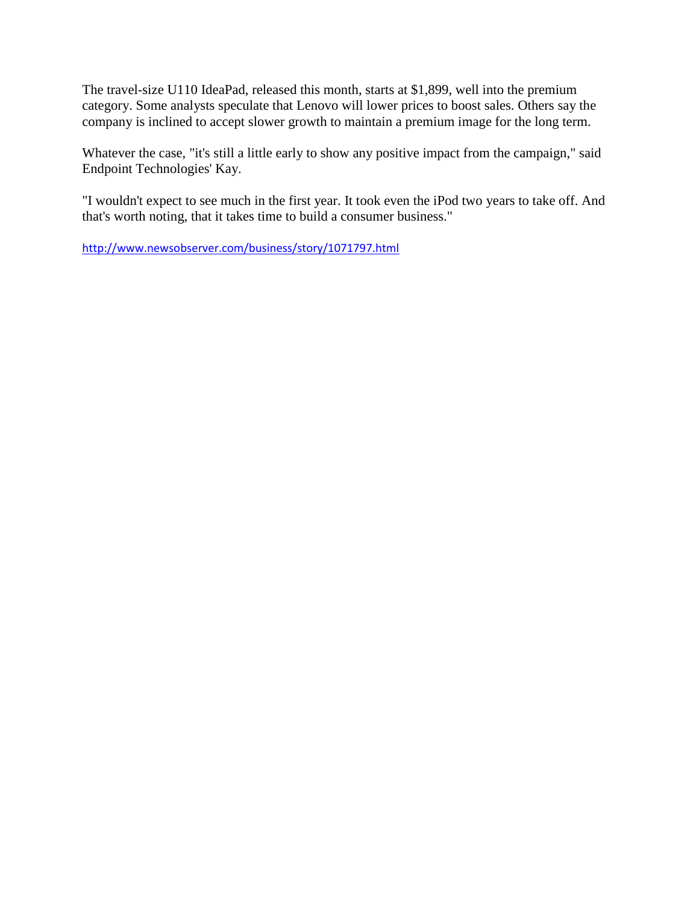The travel-size U110 IdeaPad, released this month, starts at $1,899, well into the premium category. Some analysts speculate that Lenovo will lower prices to boost sales. Others say the company is inclined to accept slower growth to maintain a premium image for the long term.

Whatever the case, "it's still a little early to show any positive impact from the campaign," said Endpoint Technologies' Kay.

"I wouldn't expect to see much in the first year. It took even the iPod two years to take off. And that's worth noting, that it takes time to build a consumer business."

http://www.newsobserver.com/business/story/1071797.html